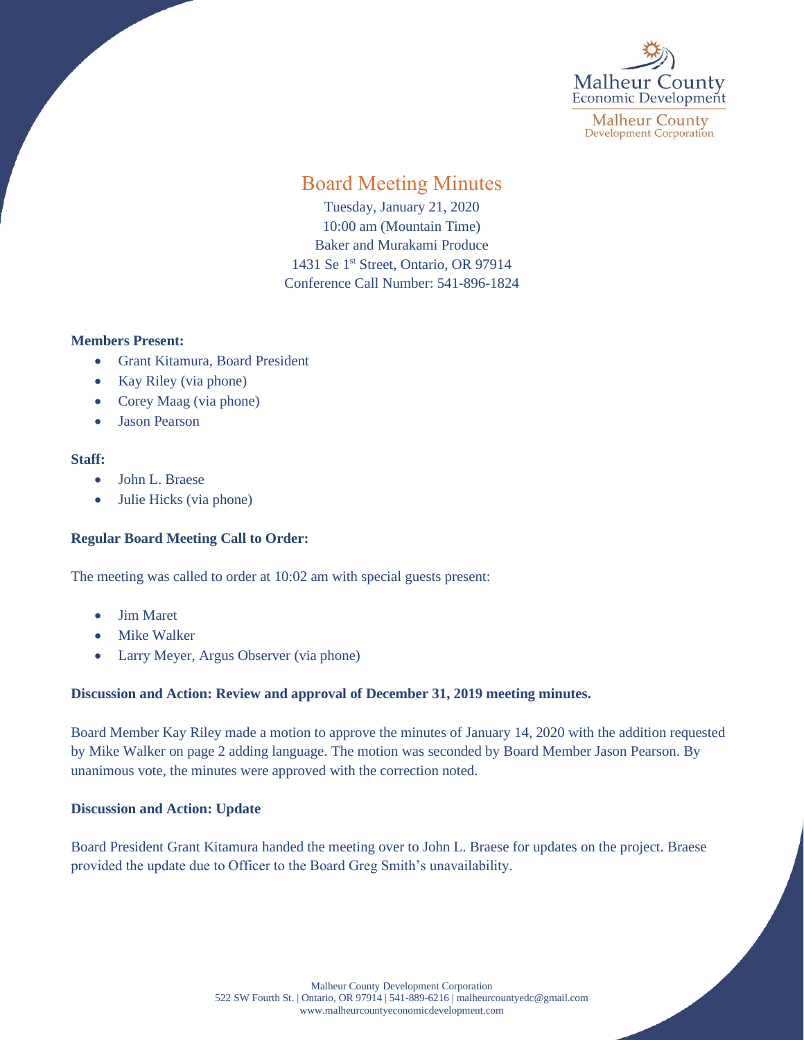Malheur County Economic Development
Malheur County Development Corporation

# Board Meeting Minutes

Tuesday, January 21, 2020
10:00 am (Mountain Time)
Baker and Murakami Produce
1431 Se 1st Street, Ontario, OR 97914
Conference Call Number: 541-896-1824

**Members Present:**

- Grant Kitamura, Board President
- Kay Riley (via phone)
- Corey Maag (via phone)
- Jason Pearson

**Staff:**

- John L. Braese
- Julie Hicks (via phone)

**Regular Board Meeting Call to Order:**

The meeting was called to order at 10:02 am with special guests present:

- Jim Maret
- Mike Walker
- Larry Meyer, Argus Observer (via phone)

**Discussion and Action: Review and approval of December 31, 2019 meeting minutes.**

Board Member Kay Riley made a motion to approve the minutes of January 14, 2020 with the addition requested by Mike Walker on page 2 adding language. The motion was seconded by Board Member Jason Pearson. By unanimous vote, the minutes were approved with the correction noted.

**Discussion and Action: Update**

Board President Grant Kitamura handed the meeting over to John L. Braese for updates on the project. Braese provided the update due to Officer to the Board Greg Smith's unavailability.

Malheur County Development Corporation
522 SW Fourth St. | Ontario, OR 97914 | 541-889-6216 | malheurcountyedc@gmail.com
www.malheurcountyeconomicdevelopment.com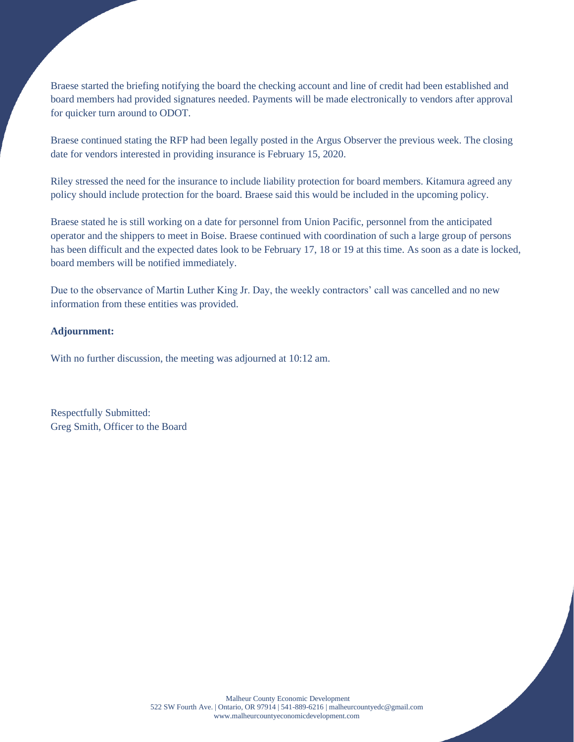Braese started the briefing notifying the board the checking account and line of credit had been established and board members had provided signatures needed. Payments will be made electronically to vendors after approval for quicker turn around to ODOT.

Braese continued stating the RFP had been legally posted in the Argus Observer the previous week. The closing date for vendors interested in providing insurance is February 15, 2020.

Riley stressed the need for the insurance to include liability protection for board members. Kitamura agreed any policy should include protection for the board. Braese said this would be included in the upcoming policy.

Braese stated he is still working on a date for personnel from Union Pacific, personnel from the anticipated operator and the shippers to meet in Boise. Braese continued with coordination of such a large group of persons has been difficult and the expected dates look to be February 17, 18 or 19 at this time. As soon as a date is locked, board members will be notified immediately.

Due to the observance of Martin Luther King Jr. Day, the weekly contractors' call was cancelled and no new information from these entities was provided.

**Adjournment:**

With no further discussion, the meeting was adjourned at 10:12 am.

Respectfully Submitted:
Greg Smith, Officer to the Board